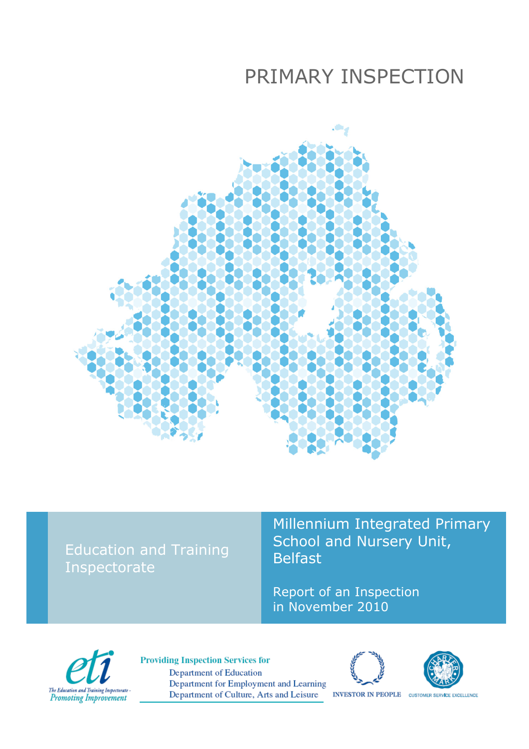# PRIMARY INSPECTION

Education and Training Inspectorate

## Millennium Integrated Primary School and Nursery Unit, Belfast

Report of an Inspection in November 2010

The Education and Training Inspectorate - Promoting Improvement

**Providing Inspection Services for**

Department of Education
Department for Employment and Learning
Department of Culture, Arts and Leisure

INVESTOR IN PEOPLE

CUSTOMER SERVICE EXCELLENCE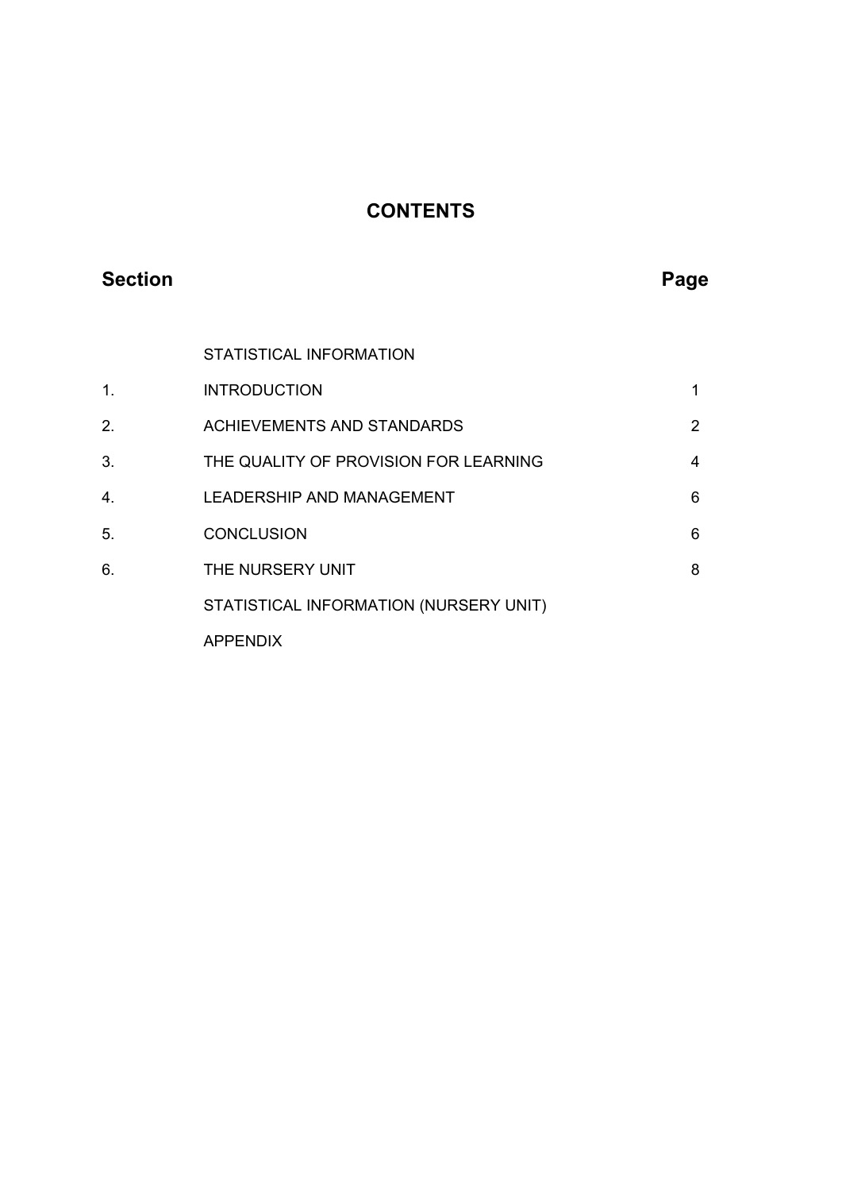# CONTENTS

| Section | | Page |
|---|---|---|
| | STATISTICAL INFORMATION | |
| 1. | INTRODUCTION | 1 |
| 2. | ACHIEVEMENTS AND STANDARDS | 2 |
| 3. | THE QUALITY OF PROVISION FOR LEARNING | 4 |
| 4. | LEADERSHIP AND MANAGEMENT | 6 |
| 5. | CONCLUSION | 6 |
| 6. | THE NURSERY UNIT | 8 |
| | STATISTICAL INFORMATION (NURSERY UNIT) | |
| | APPENDIX | |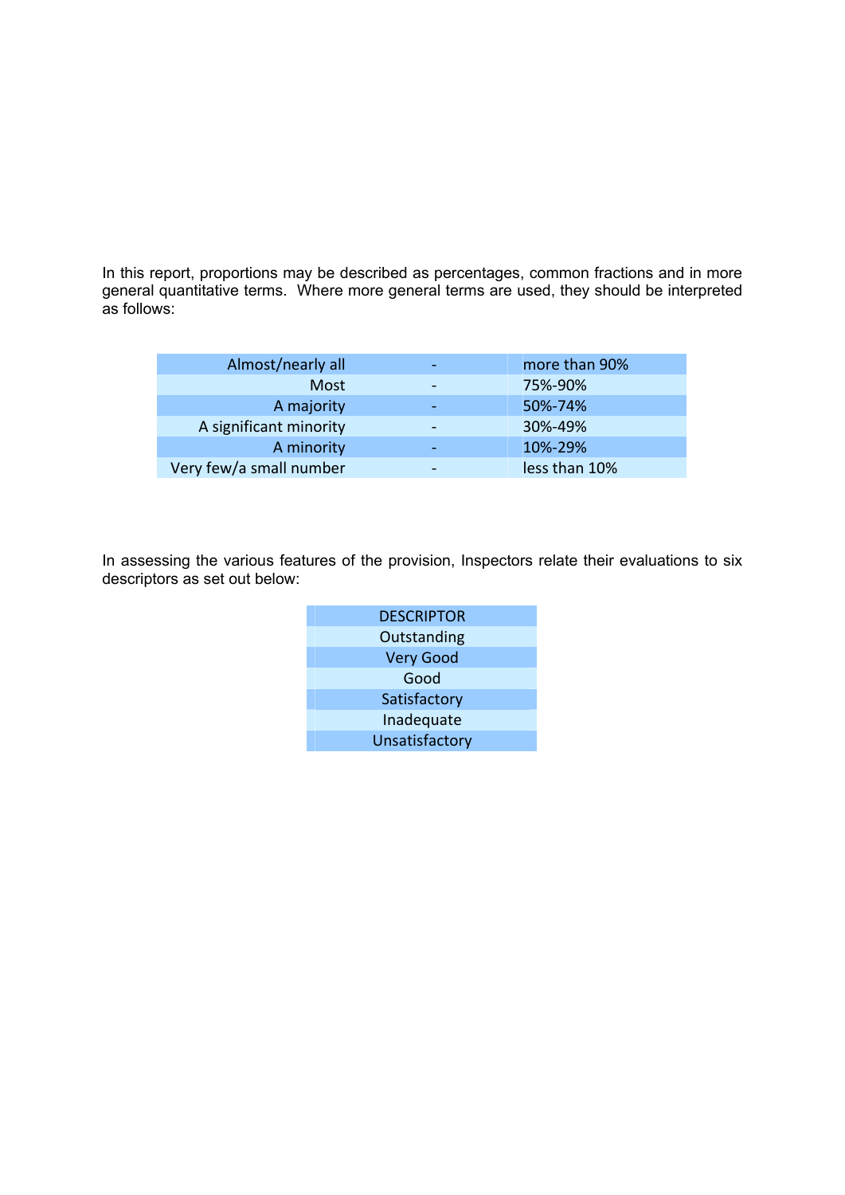In this report, proportions may be described as percentages, common fractions and in more general quantitative terms. Where more general terms are used, they should be interpreted as follows:

| | | |
|---|---|---|
| Almost/nearly all | - | more than 90% |
| Most | - | 75%-90% |
| A majority | - | 50%-74% |
| A significant minority | - | 30%-49% |
| A minority | - | 10%-29% |
| Very few/a small number | - | less than 10% |

In assessing the various features of the provision, Inspectors relate their evaluations to six descriptors as set out below:

| DESCRIPTOR |
|---|
| Outstanding |
| Very Good |
| Good |
| Satisfactory |
| Inadequate |
| Unsatisfactory |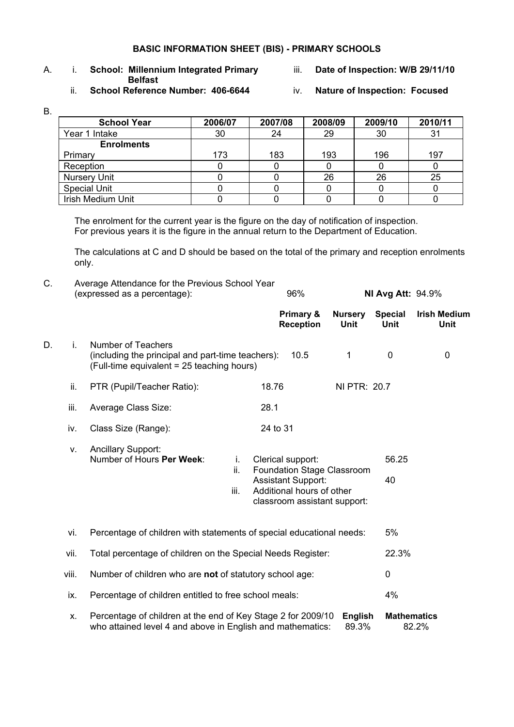## BASIC INFORMATION SHEET (BIS) - PRIMARY SCHOOLS

A.
- i. **School: Millennium Integrated Primary Belfast**
- ii. **School Reference Number: 406-6644**
- iii. **Date of Inspection: W/B 29/11/10**
- iv. **Nature of Inspection: Focused**

B.

| School Year | 2006/07 | 2007/08 | 2008/09 | 2009/10 | 2010/11 |
|---|---|---|---|---|---|
| Year 1 Intake | 30 | 24 | 29 | 30 | 31 |
| **Enrolments** | | | | | |
| Primary | 173 | 183 | 193 | 196 | 197 |
| Reception | 0 | 0 | 0 | 0 | 0 |
| Nursery Unit | 0 | 0 | 26 | 26 | 25 |
| Special Unit | 0 | 0 | 0 | 0 | 0 |
| Irish Medium Unit | 0 | 0 | 0 | 0 | 0 |

The enrolment for the current year is the figure on the day of notification of inspection. For previous years it is the figure in the annual return to the Department of Education.

The calculations at C and D should be based on the total of the primary and reception enrolments only.

C. Average Attendance for the Previous School Year (expressed as a percentage): 96% **NI Avg Att:** 94.9%

| | | Primary & Reception | Nursery Unit | Special Unit | Irish Medium Unit |
|---|---|---|---|---|---|
| D. i. | Number of Teachers (including the principal and part-time teachers): (Full-time equivalent = 25 teaching hours) | 10.5 | 1 | 0 | 0 |

- ii. PTR (Pupil/Teacher Ratio): 18.76 NI PTR: 20.7
- iii. Average Class Size: 28.1
- iv. Class Size (Range): 24 to 31
- v. Ancillary Support:
  Number of Hours **Per Week**:
  - i. Clerical support: 56.25
  - ii. Foundation Stage Classroom Assistant Support: 40
  - iii. Additional hours of other classroom assistant support:
- vi. Percentage of children with statements of special educational needs: 5%
- vii. Total percentage of children on the Special Needs Register: 22.3%
- viii. Number of children who are **not** of statutory school age: 0
- ix. Percentage of children entitled to free school meals: 4%
- x. Percentage of children at the end of Key Stage 2 for 2009/10 who attained level 4 and above in English and mathematics: **English** 89.3% **Mathematics** 82.2%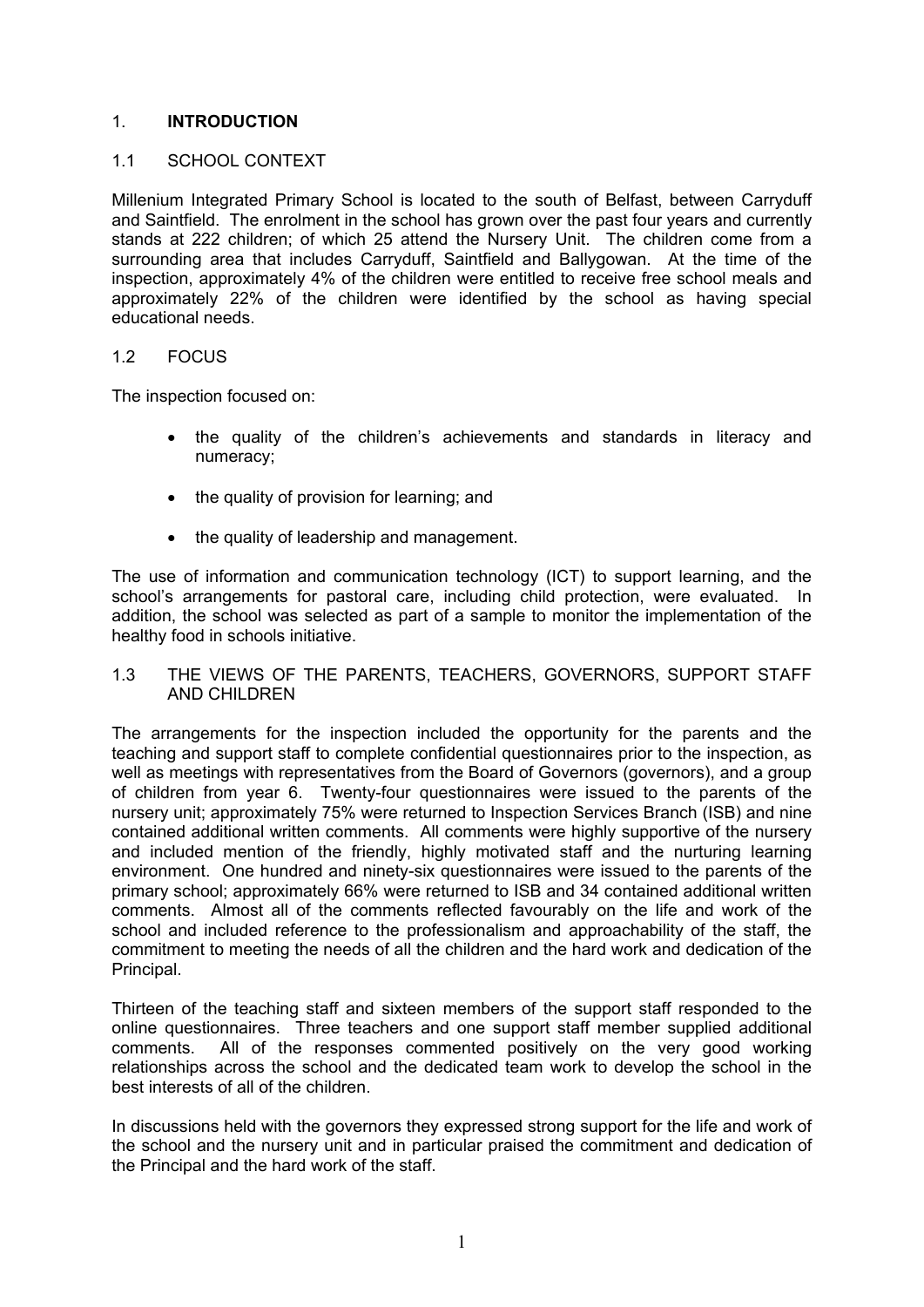# 1. INTRODUCTION

## 1.1 SCHOOL CONTEXT

Millenium Integrated Primary School is located to the south of Belfast, between Carryduff and Saintfield. The enrolment in the school has grown over the past four years and currently stands at 222 children; of which 25 attend the Nursery Unit. The children come from a surrounding area that includes Carryduff, Saintfield and Ballygowan. At the time of the inspection, approximately 4% of the children were entitled to receive free school meals and approximately 22% of the children were identified by the school as having special educational needs.

## 1.2 FOCUS

The inspection focused on:

- the quality of the children's achievements and standards in literacy and numeracy;
- the quality of provision for learning; and
- the quality of leadership and management.

The use of information and communication technology (ICT) to support learning, and the school's arrangements for pastoral care, including child protection, were evaluated. In addition, the school was selected as part of a sample to monitor the implementation of the healthy food in schools initiative.

## 1.3 THE VIEWS OF THE PARENTS, TEACHERS, GOVERNORS, SUPPORT STAFF AND CHILDREN

The arrangements for the inspection included the opportunity for the parents and the teaching and support staff to complete confidential questionnaires prior to the inspection, as well as meetings with representatives from the Board of Governors (governors), and a group of children from year 6. Twenty-four questionnaires were issued to the parents of the nursery unit; approximately 75% were returned to Inspection Services Branch (ISB) and nine contained additional written comments. All comments were highly supportive of the nursery and included mention of the friendly, highly motivated staff and the nurturing learning environment. One hundred and ninety-six questionnaires were issued to the parents of the primary school; approximately 66% were returned to ISB and 34 contained additional written comments. Almost all of the comments reflected favourably on the life and work of the school and included reference to the professionalism and approachability of the staff, the commitment to meeting the needs of all the children and the hard work and dedication of the Principal.

Thirteen of the teaching staff and sixteen members of the support staff responded to the online questionnaires. Three teachers and one support staff member supplied additional comments. All of the responses commented positively on the very good working relationships across the school and the dedicated team work to develop the school in the best interests of all of the children.

In discussions held with the governors they expressed strong support for the life and work of the school and the nursery unit and in particular praised the commitment and dedication of the Principal and the hard work of the staff.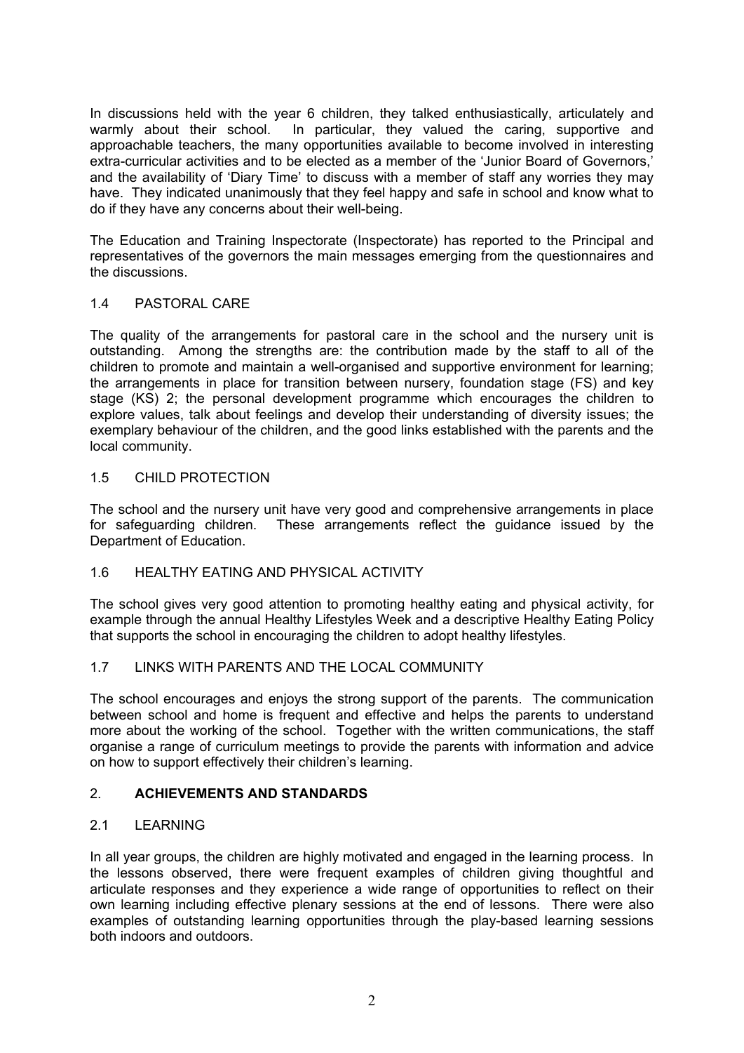In discussions held with the year 6 children, they talked enthusiastically, articulately and warmly about their school. In particular, they valued the caring, supportive and approachable teachers, the many opportunities available to become involved in interesting extra-curricular activities and to be elected as a member of the 'Junior Board of Governors,' and the availability of 'Diary Time' to discuss with a member of staff any worries they may have. They indicated unanimously that they feel happy and safe in school and know what to do if they have any concerns about their well-being.

The Education and Training Inspectorate (Inspectorate) has reported to the Principal and representatives of the governors the main messages emerging from the questionnaires and the discussions.

### 1.4 PASTORAL CARE

The quality of the arrangements for pastoral care in the school and the nursery unit is outstanding. Among the strengths are: the contribution made by the staff to all of the children to promote and maintain a well-organised and supportive environment for learning; the arrangements in place for transition between nursery, foundation stage (FS) and key stage (KS) 2; the personal development programme which encourages the children to explore values, talk about feelings and develop their understanding of diversity issues; the exemplary behaviour of the children, and the good links established with the parents and the local community.

### 1.5 CHILD PROTECTION

The school and the nursery unit have very good and comprehensive arrangements in place for safeguarding children. These arrangements reflect the guidance issued by the Department of Education.

### 1.6 HEALTHY EATING AND PHYSICAL ACTIVITY

The school gives very good attention to promoting healthy eating and physical activity, for example through the annual Healthy Lifestyles Week and a descriptive Healthy Eating Policy that supports the school in encouraging the children to adopt healthy lifestyles.

### 1.7 LINKS WITH PARENTS AND THE LOCAL COMMUNITY

The school encourages and enjoys the strong support of the parents. The communication between school and home is frequent and effective and helps the parents to understand more about the working of the school. Together with the written communications, the staff organise a range of curriculum meetings to provide the parents with information and advice on how to support effectively their children's learning.

## 2. **ACHIEVEMENTS AND STANDARDS**

### 2.1 LEARNING

In all year groups, the children are highly motivated and engaged in the learning process. In the lessons observed, there were frequent examples of children giving thoughtful and articulate responses and they experience a wide range of opportunities to reflect on their own learning including effective plenary sessions at the end of lessons. There were also examples of outstanding learning opportunities through the play-based learning sessions both indoors and outdoors.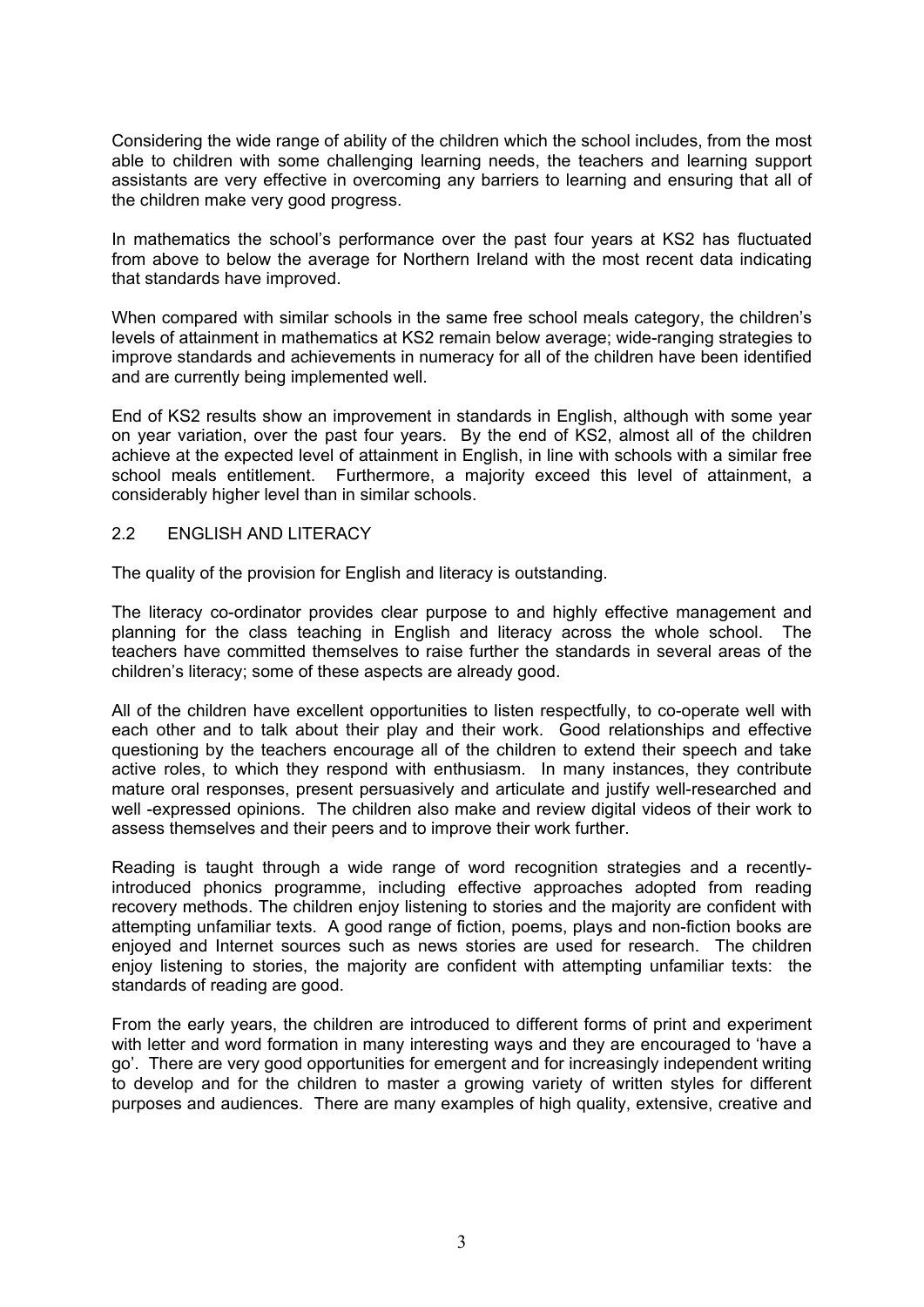Considering the wide range of ability of the children which the school includes, from the most able to children with some challenging learning needs, the teachers and learning support assistants are very effective in overcoming any barriers to learning and ensuring that all of the children make very good progress.

In mathematics the school's performance over the past four years at KS2 has fluctuated from above to below the average for Northern Ireland with the most recent data indicating that standards have improved.

When compared with similar schools in the same free school meals category, the children's levels of attainment in mathematics at KS2 remain below average; wide-ranging strategies to improve standards and achievements in numeracy for all of the children have been identified and are currently being implemented well.

End of KS2 results show an improvement in standards in English, although with some year on year variation, over the past four years. By the end of KS2, almost all of the children achieve at the expected level of attainment in English, in line with schools with a similar free school meals entitlement. Furthermore, a majority exceed this level of attainment, a considerably higher level than in similar schools.

## 2.2 ENGLISH AND LITERACY

The quality of the provision for English and literacy is outstanding.

The literacy co-ordinator provides clear purpose to and highly effective management and planning for the class teaching in English and literacy across the whole school. The teachers have committed themselves to raise further the standards in several areas of the children's literacy; some of these aspects are already good.

All of the children have excellent opportunities to listen respectfully, to co-operate well with each other and to talk about their play and their work. Good relationships and effective questioning by the teachers encourage all of the children to extend their speech and take active roles, to which they respond with enthusiasm. In many instances, they contribute mature oral responses, present persuasively and articulate and justify well-researched and well -expressed opinions. The children also make and review digital videos of their work to assess themselves and their peers and to improve their work further.

Reading is taught through a wide range of word recognition strategies and a recently-introduced phonics programme, including effective approaches adopted from reading recovery methods. The children enjoy listening to stories and the majority are confident with attempting unfamiliar texts. A good range of fiction, poems, plays and non-fiction books are enjoyed and Internet sources such as news stories are used for research. The children enjoy listening to stories, the majority are confident with attempting unfamiliar texts: the standards of reading are good.

From the early years, the children are introduced to different forms of print and experiment with letter and word formation in many interesting ways and they are encouraged to 'have a go'. There are very good opportunities for emergent and for increasingly independent writing to develop and for the children to master a growing variety of written styles for different purposes and audiences. There are many examples of high quality, extensive, creative and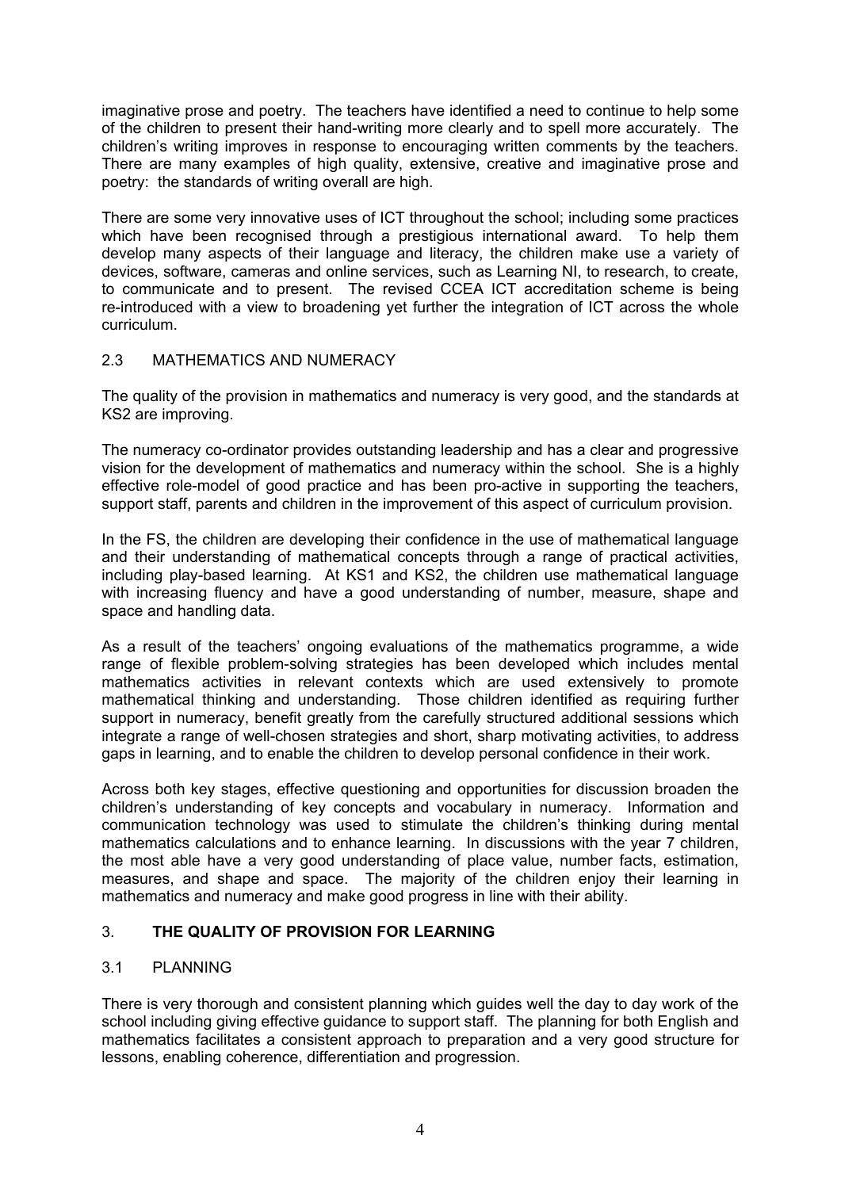imaginative prose and poetry. The teachers have identified a need to continue to help some of the children to present their hand-writing more clearly and to spell more accurately. The children's writing improves in response to encouraging written comments by the teachers. There are many examples of high quality, extensive, creative and imaginative prose and poetry: the standards of writing overall are high.

There are some very innovative uses of ICT throughout the school; including some practices which have been recognised through a prestigious international award. To help them develop many aspects of their language and literacy, the children make use a variety of devices, software, cameras and online services, such as Learning NI, to research, to create, to communicate and to present. The revised CCEA ICT accreditation scheme is being re-introduced with a view to broadening yet further the integration of ICT across the whole curriculum.

### 2.3 MATHEMATICS AND NUMERACY

The quality of the provision in mathematics and numeracy is very good, and the standards at KS2 are improving.

The numeracy co-ordinator provides outstanding leadership and has a clear and progressive vision for the development of mathematics and numeracy within the school. She is a highly effective role-model of good practice and has been pro-active in supporting the teachers, support staff, parents and children in the improvement of this aspect of curriculum provision.

In the FS, the children are developing their confidence in the use of mathematical language and their understanding of mathematical concepts through a range of practical activities, including play-based learning. At KS1 and KS2, the children use mathematical language with increasing fluency and have a good understanding of number, measure, shape and space and handling data.

As a result of the teachers' ongoing evaluations of the mathematics programme, a wide range of flexible problem-solving strategies has been developed which includes mental mathematics activities in relevant contexts which are used extensively to promote mathematical thinking and understanding. Those children identified as requiring further support in numeracy, benefit greatly from the carefully structured additional sessions which integrate a range of well-chosen strategies and short, sharp motivating activities, to address gaps in learning, and to enable the children to develop personal confidence in their work.

Across both key stages, effective questioning and opportunities for discussion broaden the children's understanding of key concepts and vocabulary in numeracy. Information and communication technology was used to stimulate the children's thinking during mental mathematics calculations and to enhance learning. In discussions with the year 7 children, the most able have a very good understanding of place value, number facts, estimation, measures, and shape and space. The majority of the children enjoy their learning in mathematics and numeracy and make good progress in line with their ability.

## 3. **THE QUALITY OF PROVISION FOR LEARNING**

### 3.1 PLANNING

There is very thorough and consistent planning which guides well the day to day work of the school including giving effective guidance to support staff. The planning for both English and mathematics facilitates a consistent approach to preparation and a very good structure for lessons, enabling coherence, differentiation and progression.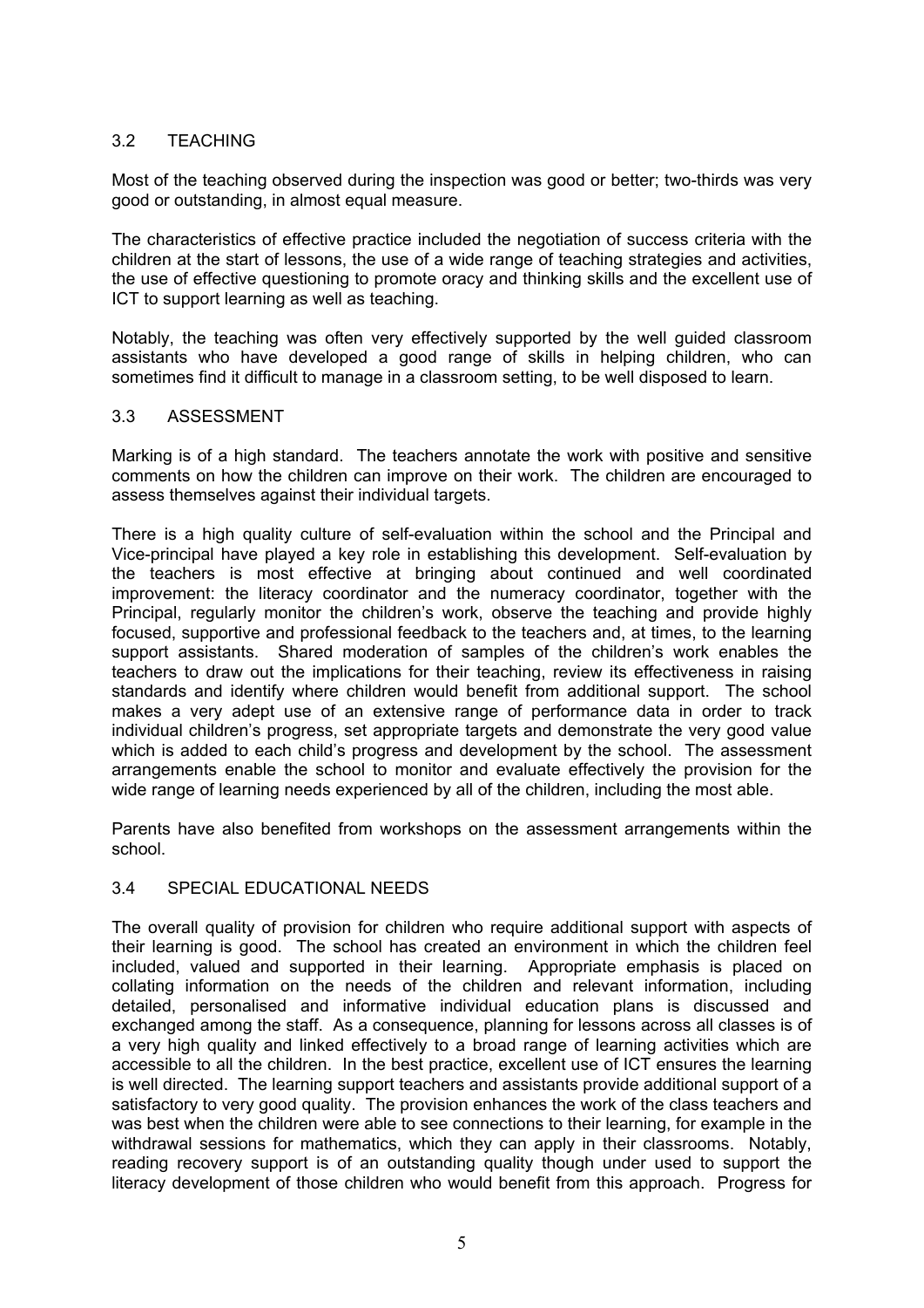## 3.2 TEACHING

Most of the teaching observed during the inspection was good or better; two-thirds was very good or outstanding, in almost equal measure.

The characteristics of effective practice included the negotiation of success criteria with the children at the start of lessons, the use of a wide range of teaching strategies and activities, the use of effective questioning to promote oracy and thinking skills and the excellent use of ICT to support learning as well as teaching.

Notably, the teaching was often very effectively supported by the well guided classroom assistants who have developed a good range of skills in helping children, who can sometimes find it difficult to manage in a classroom setting, to be well disposed to learn.

## 3.3 ASSESSMENT

Marking is of a high standard. The teachers annotate the work with positive and sensitive comments on how the children can improve on their work. The children are encouraged to assess themselves against their individual targets.

There is a high quality culture of self-evaluation within the school and the Principal and Vice-principal have played a key role in establishing this development. Self-evaluation by the teachers is most effective at bringing about continued and well coordinated improvement: the literacy coordinator and the numeracy coordinator, together with the Principal, regularly monitor the children's work, observe the teaching and provide highly focused, supportive and professional feedback to the teachers and, at times, to the learning support assistants. Shared moderation of samples of the children's work enables the teachers to draw out the implications for their teaching, review its effectiveness in raising standards and identify where children would benefit from additional support. The school makes a very adept use of an extensive range of performance data in order to track individual children's progress, set appropriate targets and demonstrate the very good value which is added to each child's progress and development by the school. The assessment arrangements enable the school to monitor and evaluate effectively the provision for the wide range of learning needs experienced by all of the children, including the most able.

Parents have also benefited from workshops on the assessment arrangements within the school.

## 3.4 SPECIAL EDUCATIONAL NEEDS

The overall quality of provision for children who require additional support with aspects of their learning is good. The school has created an environment in which the children feel included, valued and supported in their learning. Appropriate emphasis is placed on collating information on the needs of the children and relevant information, including detailed, personalised and informative individual education plans is discussed and exchanged among the staff. As a consequence, planning for lessons across all classes is of a very high quality and linked effectively to a broad range of learning activities which are accessible to all the children. In the best practice, excellent use of ICT ensures the learning is well directed. The learning support teachers and assistants provide additional support of a satisfactory to very good quality. The provision enhances the work of the class teachers and was best when the children were able to see connections to their learning, for example in the withdrawal sessions for mathematics, which they can apply in their classrooms. Notably, reading recovery support is of an outstanding quality though under used to support the literacy development of those children who would benefit from this approach. Progress for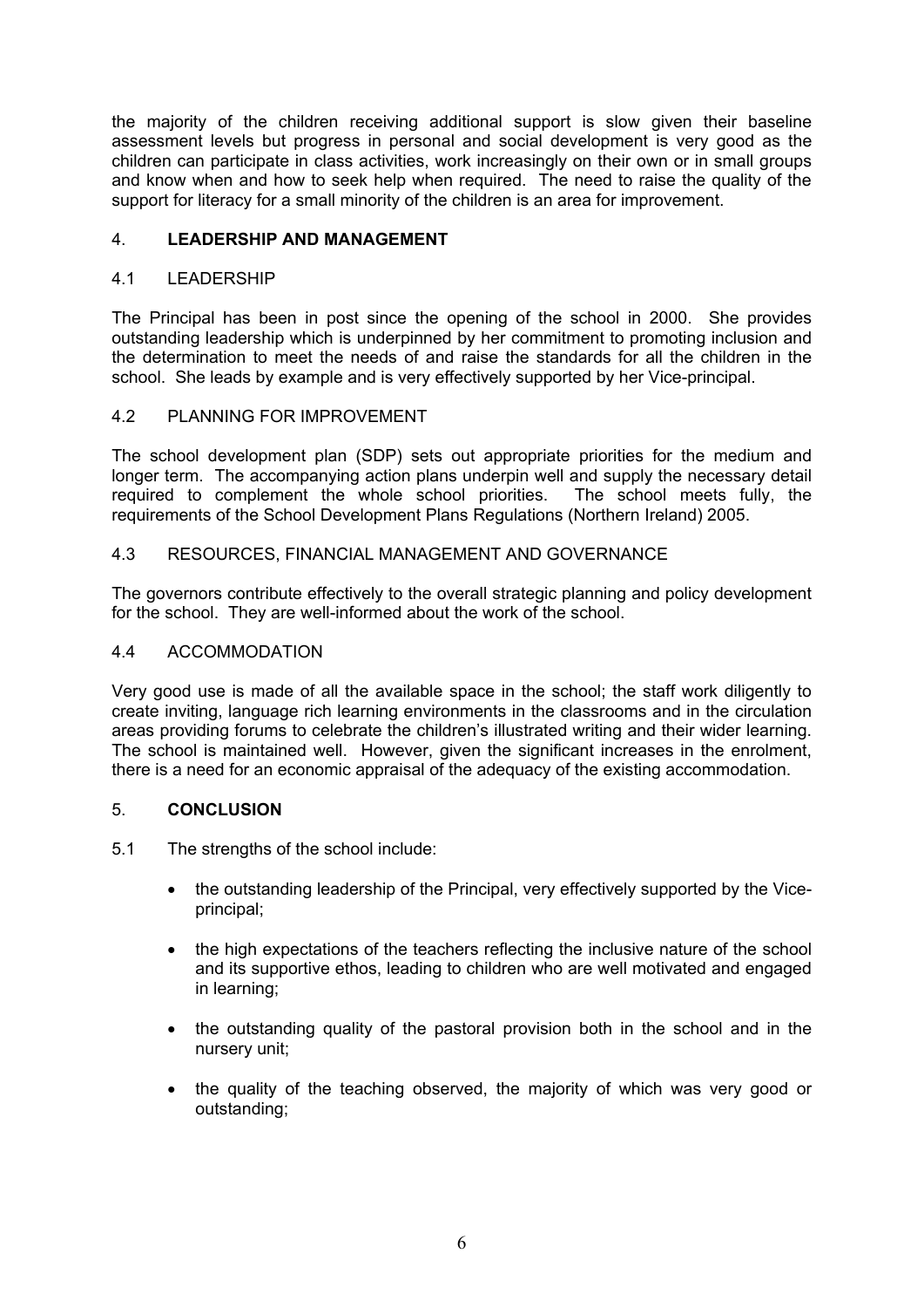the majority of the children receiving additional support is slow given their baseline assessment levels but progress in personal and social development is very good as the children can participate in class activities, work increasingly on their own or in small groups and know when and how to seek help when required. The need to raise the quality of the support for literacy for a small minority of the children is an area for improvement.

## 4. LEADERSHIP AND MANAGEMENT

### 4.1 LEADERSHIP

The Principal has been in post since the opening of the school in 2000. She provides outstanding leadership which is underpinned by her commitment to promoting inclusion and the determination to meet the needs of and raise the standards for all the children in the school. She leads by example and is very effectively supported by her Vice-principal.

### 4.2 PLANNING FOR IMPROVEMENT

The school development plan (SDP) sets out appropriate priorities for the medium and longer term. The accompanying action plans underpin well and supply the necessary detail required to complement the whole school priorities. The school meets fully, the requirements of the School Development Plans Regulations (Northern Ireland) 2005.

### 4.3 RESOURCES, FINANCIAL MANAGEMENT AND GOVERNANCE

The governors contribute effectively to the overall strategic planning and policy development for the school. They are well-informed about the work of the school.

### 4.4 ACCOMMODATION

Very good use is made of all the available space in the school; the staff work diligently to create inviting, language rich learning environments in the classrooms and in the circulation areas providing forums to celebrate the children's illustrated writing and their wider learning. The school is maintained well. However, given the significant increases in the enrolment, there is a need for an economic appraisal of the adequacy of the existing accommodation.

## 5. CONCLUSION

5.1 The strengths of the school include:

- the outstanding leadership of the Principal, very effectively supported by the Vice-principal;
- the high expectations of the teachers reflecting the inclusive nature of the school and its supportive ethos, leading to children who are well motivated and engaged in learning;
- the outstanding quality of the pastoral provision both in the school and in the nursery unit;
- the quality of the teaching observed, the majority of which was very good or outstanding;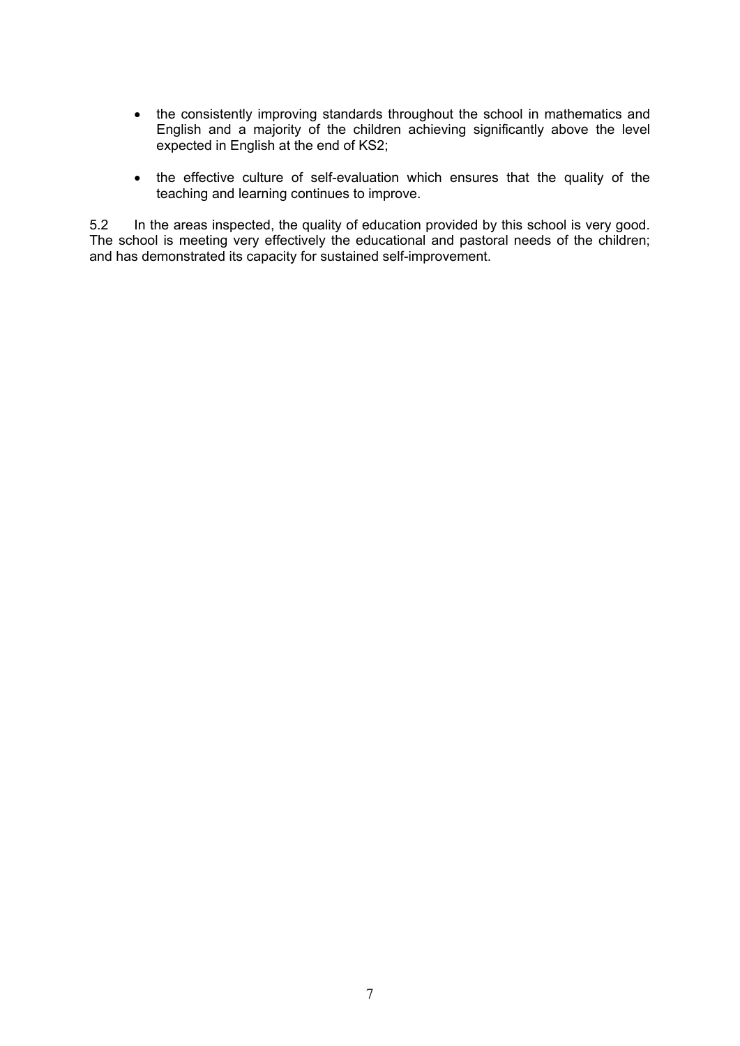- the consistently improving standards throughout the school in mathematics and English and a majority of the children achieving significantly above the level expected in English at the end of KS2;

- the effective culture of self-evaluation which ensures that the quality of the teaching and learning continues to improve.

5.2 In the areas inspected, the quality of education provided by this school is very good. The school is meeting very effectively the educational and pastoral needs of the children; and has demonstrated its capacity for sustained self-improvement.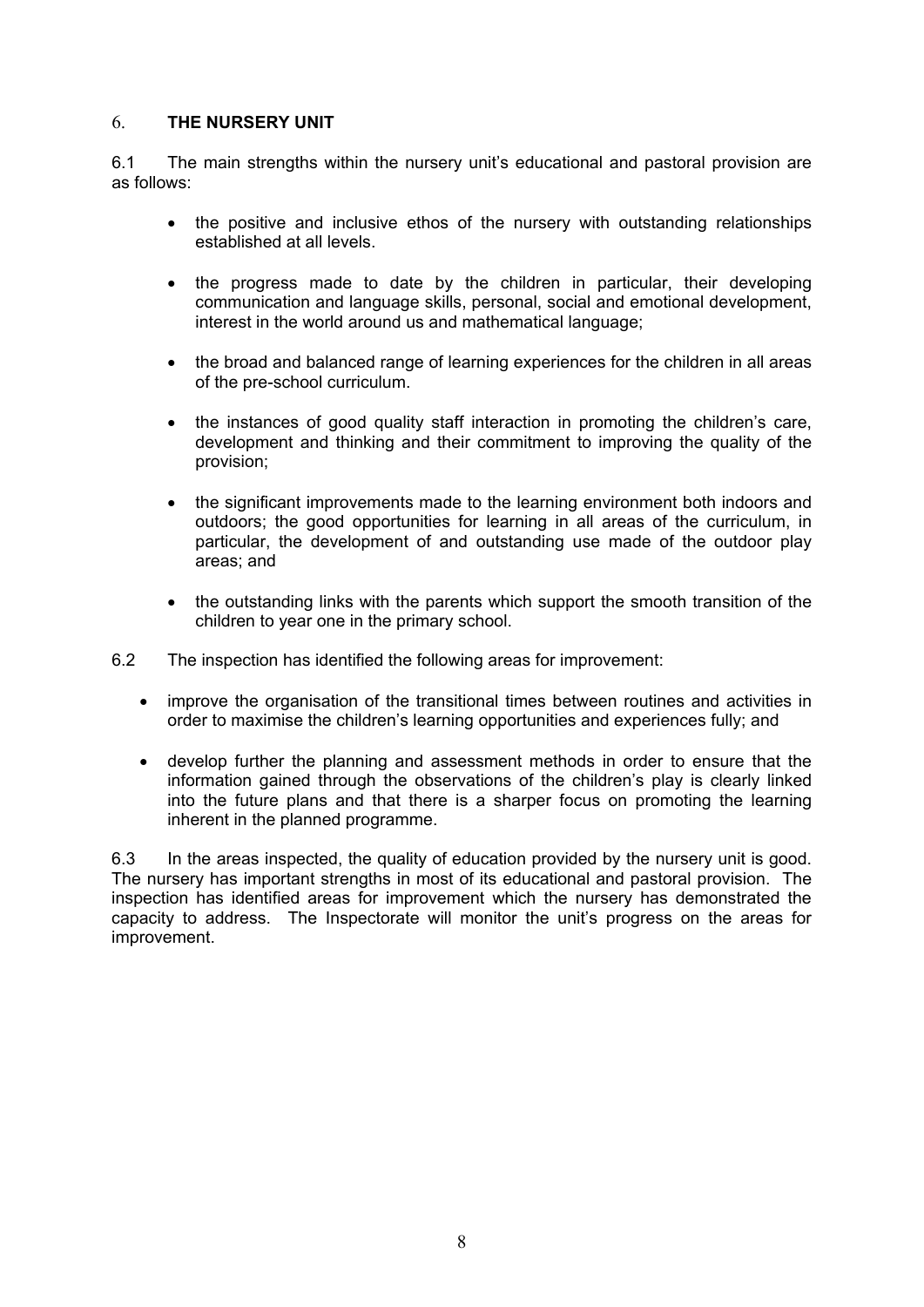## 6. THE NURSERY UNIT

6.1 The main strengths within the nursery unit's educational and pastoral provision are as follows:

- the positive and inclusive ethos of the nursery with outstanding relationships established at all levels.
- the progress made to date by the children in particular, their developing communication and language skills, personal, social and emotional development, interest in the world around us and mathematical language;
- the broad and balanced range of learning experiences for the children in all areas of the pre-school curriculum.
- the instances of good quality staff interaction in promoting the children's care, development and thinking and their commitment to improving the quality of the provision;
- the significant improvements made to the learning environment both indoors and outdoors; the good opportunities for learning in all areas of the curriculum, in particular, the development of and outstanding use made of the outdoor play areas; and
- the outstanding links with the parents which support the smooth transition of the children to year one in the primary school.

6.2 The inspection has identified the following areas for improvement:

- improve the organisation of the transitional times between routines and activities in order to maximise the children's learning opportunities and experiences fully; and
- develop further the planning and assessment methods in order to ensure that the information gained through the observations of the children's play is clearly linked into the future plans and that there is a sharper focus on promoting the learning inherent in the planned programme.

6.3 In the areas inspected, the quality of education provided by the nursery unit is good. The nursery has important strengths in most of its educational and pastoral provision. The inspection has identified areas for improvement which the nursery has demonstrated the capacity to address. The Inspectorate will monitor the unit's progress on the areas for improvement.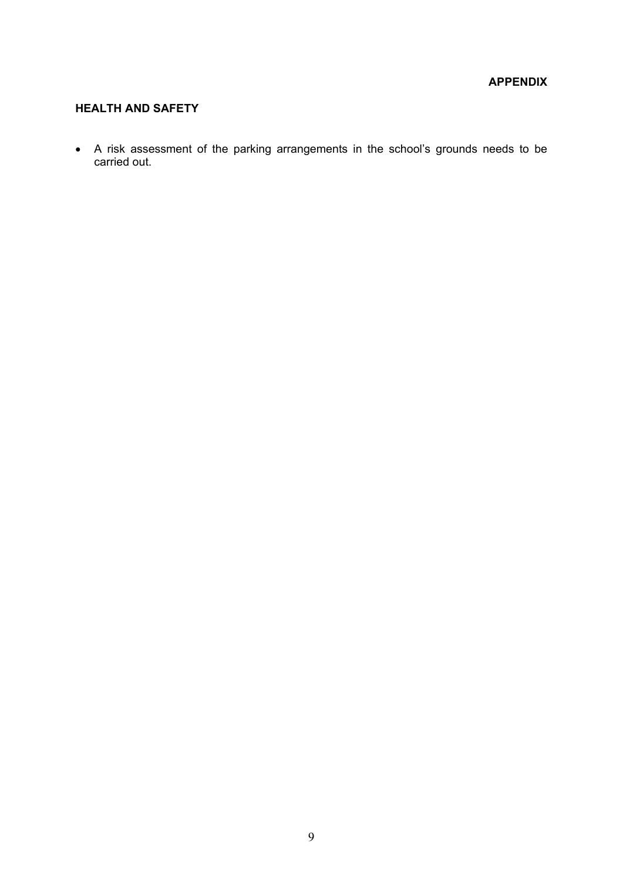**APPENDIX**

## HEALTH AND SAFETY

- A risk assessment of the parking arrangements in the school's grounds needs to be carried out.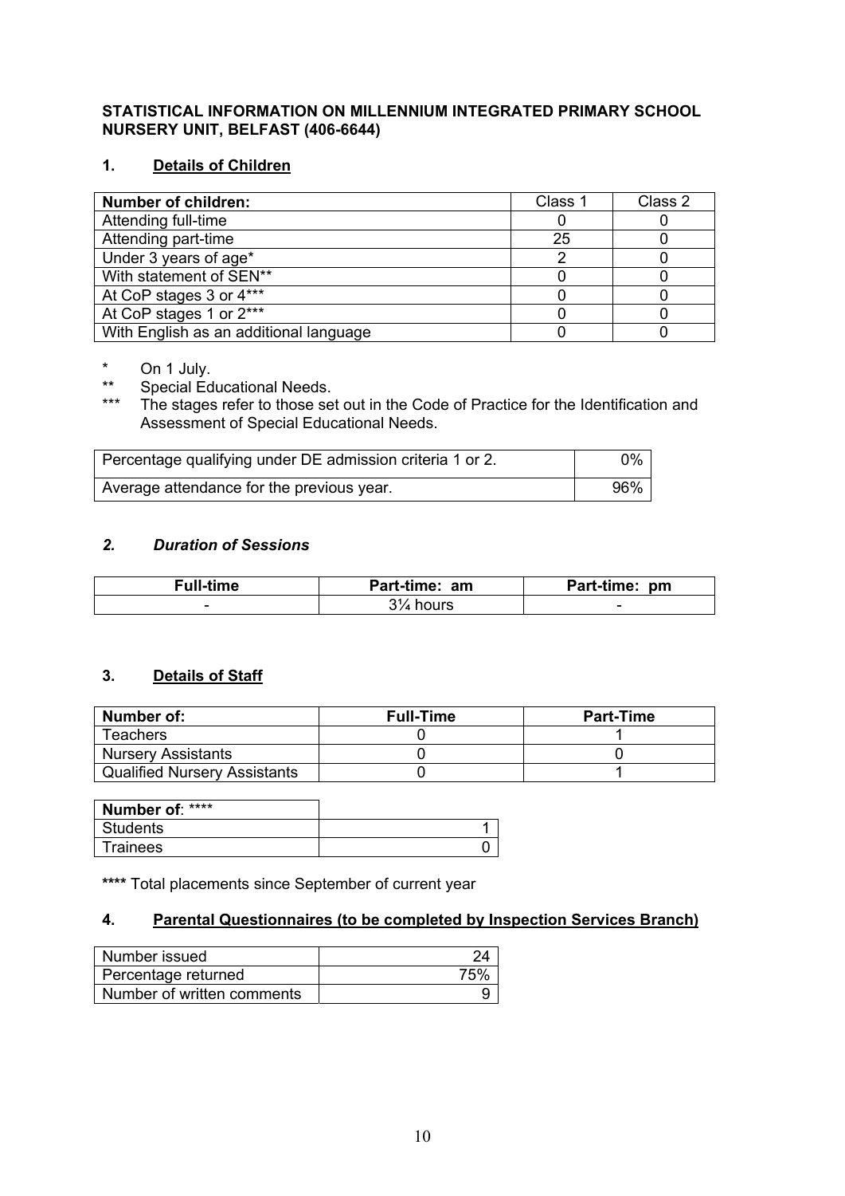**STATISTICAL INFORMATION ON MILLENNIUM INTEGRATED PRIMARY SCHOOL NURSERY UNIT, BELFAST (406-6644)**

## 1. Details of Children

| Number of children: | Class 1 | Class 2 |
|---|---|---|
| Attending full-time | 0 | 0 |
| Attending part-time | 25 | 0 |
| Under 3 years of age* | 2 | 0 |
| With statement of SEN** | 0 | 0 |
| At CoP stages 3 or 4*** | 0 | 0 |
| At CoP stages 1 or 2*** | 0 | 0 |
| With English as an additional language | 0 | 0 |

\* On 1 July.

** Special Educational Needs.

*** The stages refer to those set out in the Code of Practice for the Identification and Assessment of Special Educational Needs.

| | |
|---|---|
| Percentage qualifying under DE admission criteria 1 or 2. | 0% |
| Average attendance for the previous year. | 96% |

## *2. Duration of Sessions*

| Full-time | Part-time: am | Part-time: pm |
|---|---|---|
| - | 3¼ hours | - |

## 3. Details of Staff

| Number of: | Full-Time | Part-Time |
|---|---|---|
| Teachers | 0 | 1 |
| Nursery Assistants | 0 | 0 |
| Qualified Nursery Assistants | 0 | 1 |

| Number of: **** | |
|---|---|
| Students | 1 |
| Trainees | 0 |

**\*\*\*\*** Total placements since September of current year

## 4. Parental Questionnaires (to be completed by Inspection Services Branch)

| | |
|---|---|
| Number issued | 24 |
| Percentage returned | 75% |
| Number of written comments | 9 |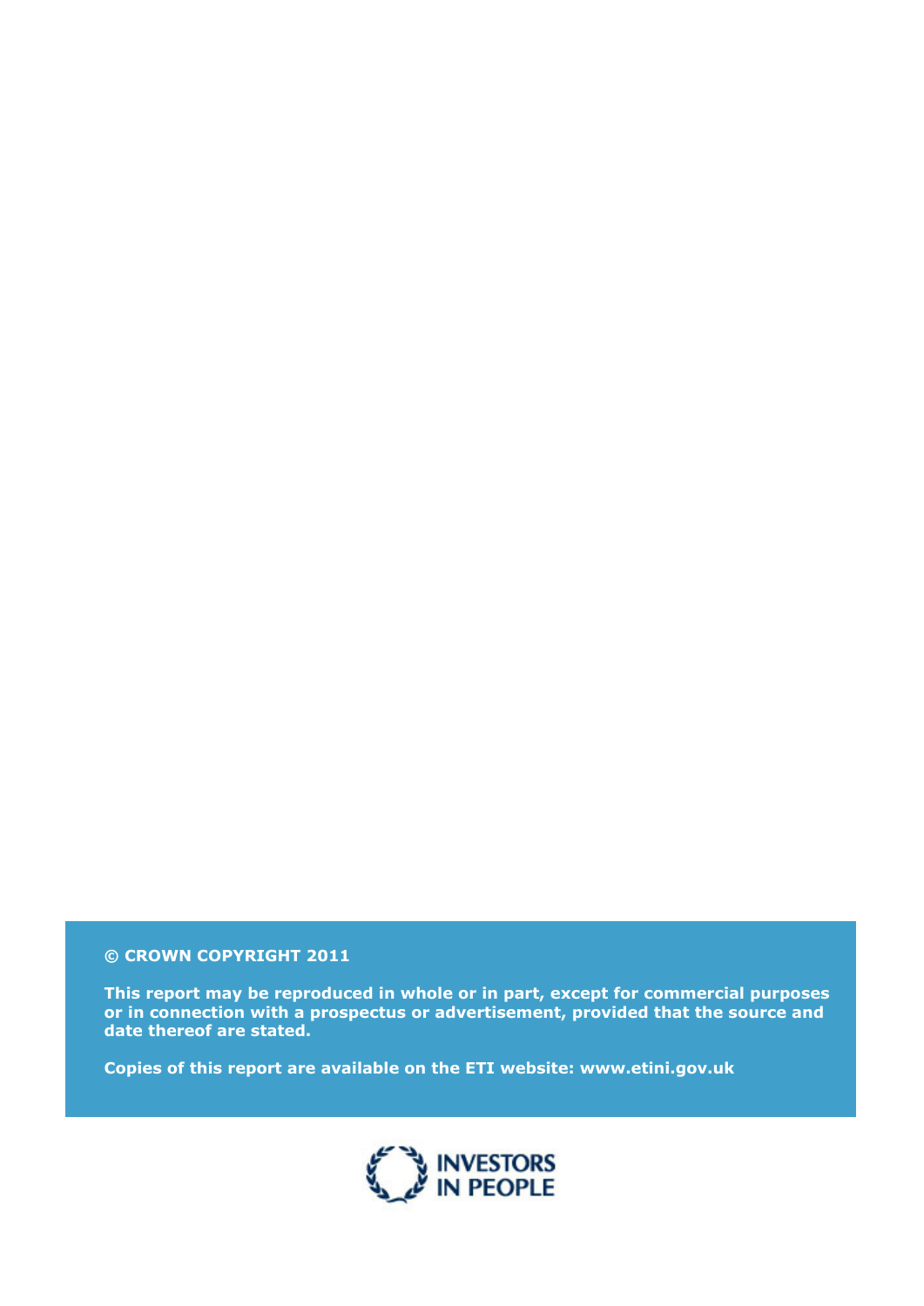**© CROWN COPYRIGHT 2011**

**This report may be reproduced in whole or in part, except for commercial purposes or in connection with a prospectus or advertisement, provided that the source and date thereof are stated.**

**Copies of this report are available on the ETI website: www.etini.gov.uk**

INVESTORS IN PEOPLE